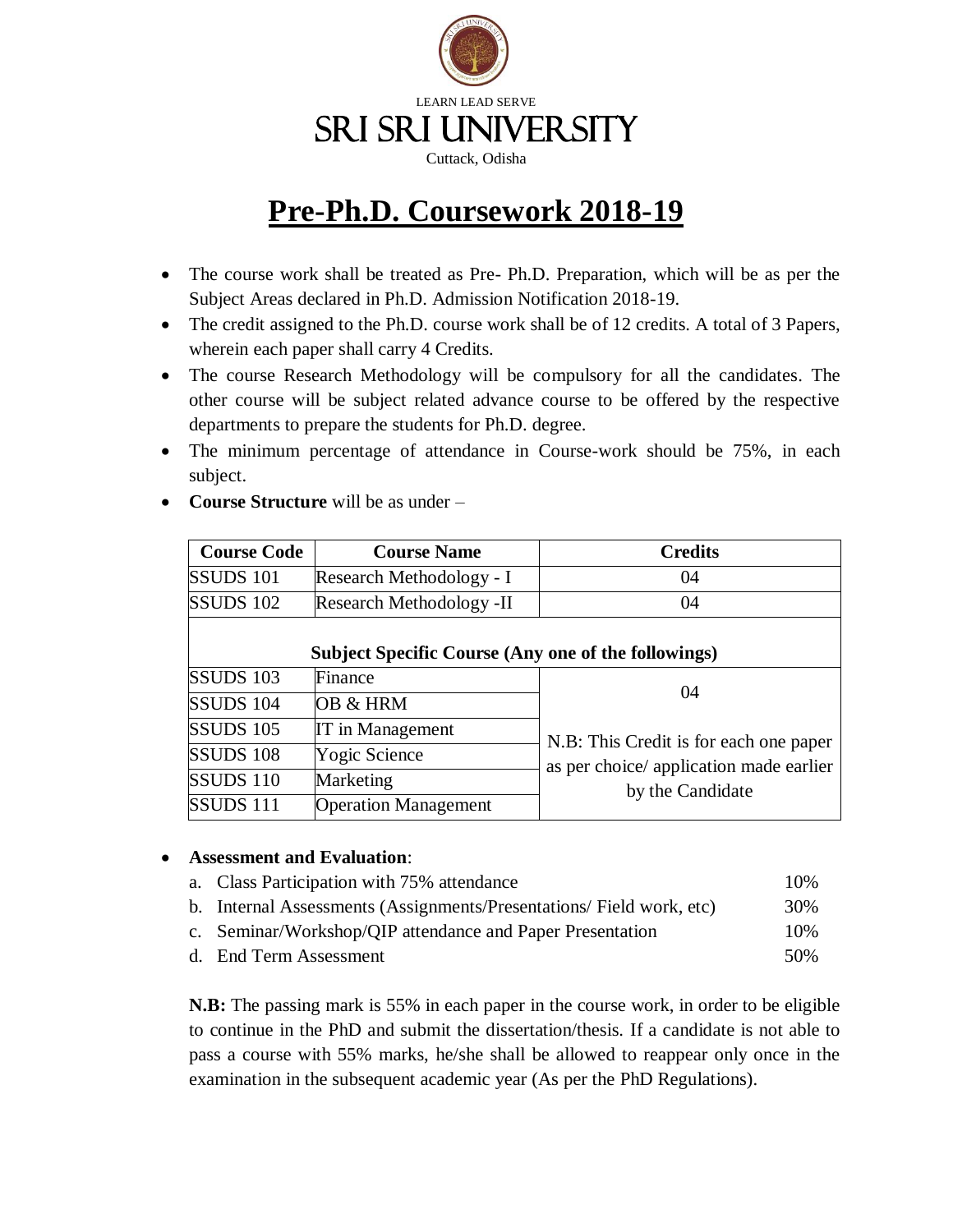LEARN LEAD SERVE

SRI SRI UNIVERSITY

Cuttack, Odisha

# Pre-Ph.D. Coursework 2018-19

- The course work shall be treated as Pre- Ph.D. Preparation, which will be as per the Subject Areas declared in Ph.D. Admission Notification 2018-19.
- The credit assigned to the Ph.D. course work shall be of 12 credits. A total of 3 Papers, wherein each paper shall carry 4 Credits.
- The course Research Methodology will be compulsory for all the candidates. The other course will be subject related advance course to be offered by the respective departments to prepare the students for Ph.D. degree.
- The minimum percentage of attendance in Course-work should be 75%, in each subject.
- **Course Structure** will be as under –

| Course Code | Course Name | Credits |
|---|---|---|
| SSUDS 101 | Research Methodology - I | 04 |
| SSUDS 102 | Research Methodology -II | 04 |
| **Subject Specific Course (Any one of the followings)** | | |
| SSUDS 103 | Finance | 04<br><br>N.B: This Credit is for each one paper as per choice/ application made earlier by the Candidate |
| SSUDS 104 | OB & HRM | |
| SSUDS 105 | IT in Management | |
| SSUDS 108 | Yogic Science | |
| SSUDS 110 | Marketing | |
| SSUDS 111 | Operation Management | |

- **Assessment and Evaluation**:
  a. Class Participation with 75% attendance — 10%
  b. Internal Assessments (Assignments/Presentations/ Field work, etc) — 30%
  c. Seminar/Workshop/QIP attendance and Paper Presentation — 10%
  d. End Term Assessment — 50%

  **N.B:** The passing mark is 55% in each paper in the course work, in order to be eligible to continue in the PhD and submit the dissertation/thesis. If a candidate is not able to pass a course with 55% marks, he/she shall be allowed to reappear only once in the examination in the subsequent academic year (As per the PhD Regulations).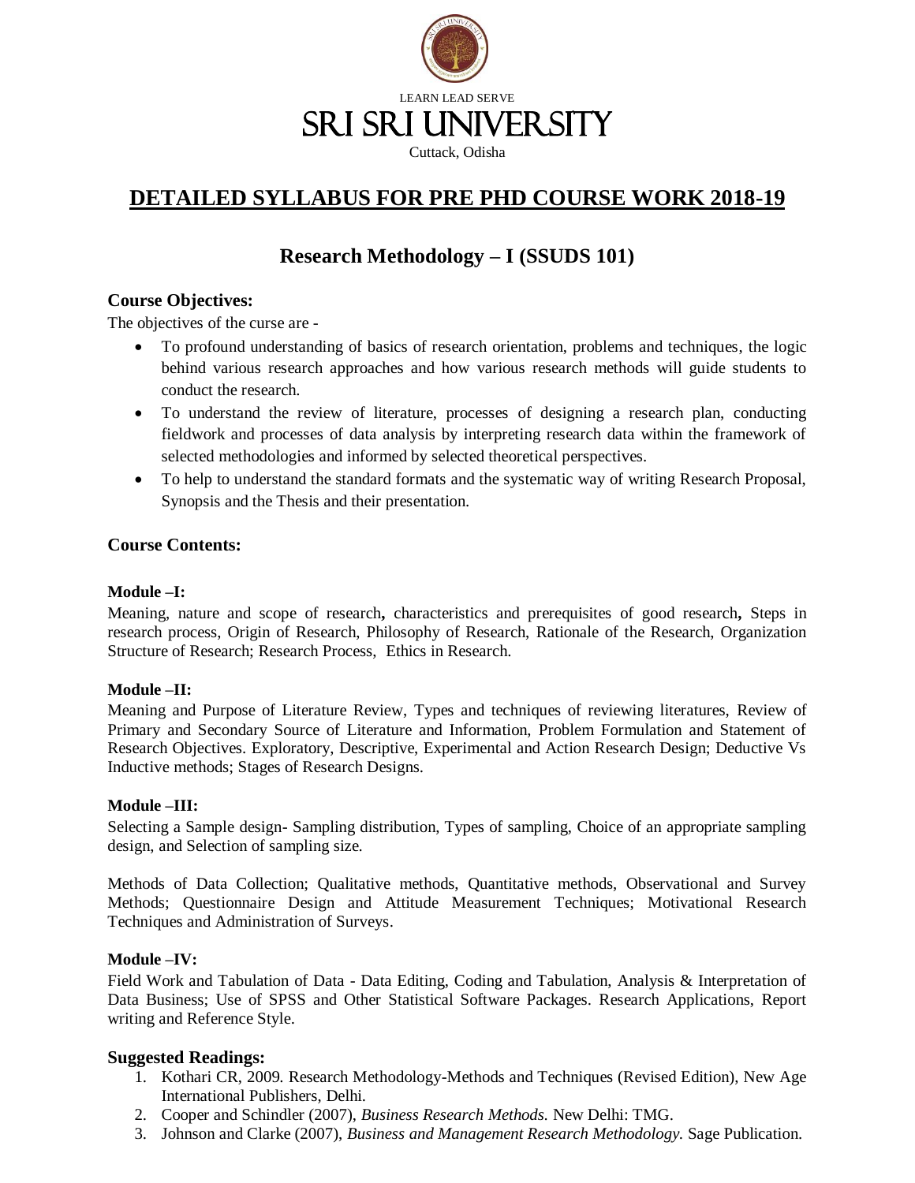LEARN LEAD SERVE

# SRI SRI UNIVERSITY

Cuttack, Odisha

## DETAILED SYLLABUS FOR PRE PHD COURSE WORK 2018-19

## Research Methodology – I (SSUDS 101)

### Course Objectives:

The objectives of the curse are -

- To profound understanding of basics of research orientation, problems and techniques, the logic behind various research approaches and how various research methods will guide students to conduct the research.
- To understand the review of literature, processes of designing a research plan, conducting fieldwork and processes of data analysis by interpreting research data within the framework of selected methodologies and informed by selected theoretical perspectives.
- To help to understand the standard formats and the systematic way of writing Research Proposal, Synopsis and the Thesis and their presentation.

### Course Contents:

**Module –I:**

Meaning, nature and scope of research**,** characteristics and prerequisites of good research**,** Steps in research process, Origin of Research, Philosophy of Research, Rationale of the Research, Organization Structure of Research; Research Process, Ethics in Research.

**Module –II:**

Meaning and Purpose of Literature Review, Types and techniques of reviewing literatures, Review of Primary and Secondary Source of Literature and Information, Problem Formulation and Statement of Research Objectives. Exploratory, Descriptive, Experimental and Action Research Design; Deductive Vs Inductive methods; Stages of Research Designs.

**Module –III:**

Selecting a Sample design- Sampling distribution, Types of sampling, Choice of an appropriate sampling design, and Selection of sampling size.

Methods of Data Collection; Qualitative methods, Quantitative methods, Observational and Survey Methods; Questionnaire Design and Attitude Measurement Techniques; Motivational Research Techniques and Administration of Surveys.

**Module –IV:**

Field Work and Tabulation of Data - Data Editing, Coding and Tabulation, Analysis & Interpretation of Data Business; Use of SPSS and Other Statistical Software Packages. Research Applications, Report writing and Reference Style.

### Suggested Readings:

1. Kothari CR, 2009. Research Methodology-Methods and Techniques (Revised Edition), New Age International Publishers, Delhi.
2. Cooper and Schindler (2007), *Business Research Methods.* New Delhi: TMG.
3. Johnson and Clarke (2007), *Business and Management Research Methodology.* Sage Publication.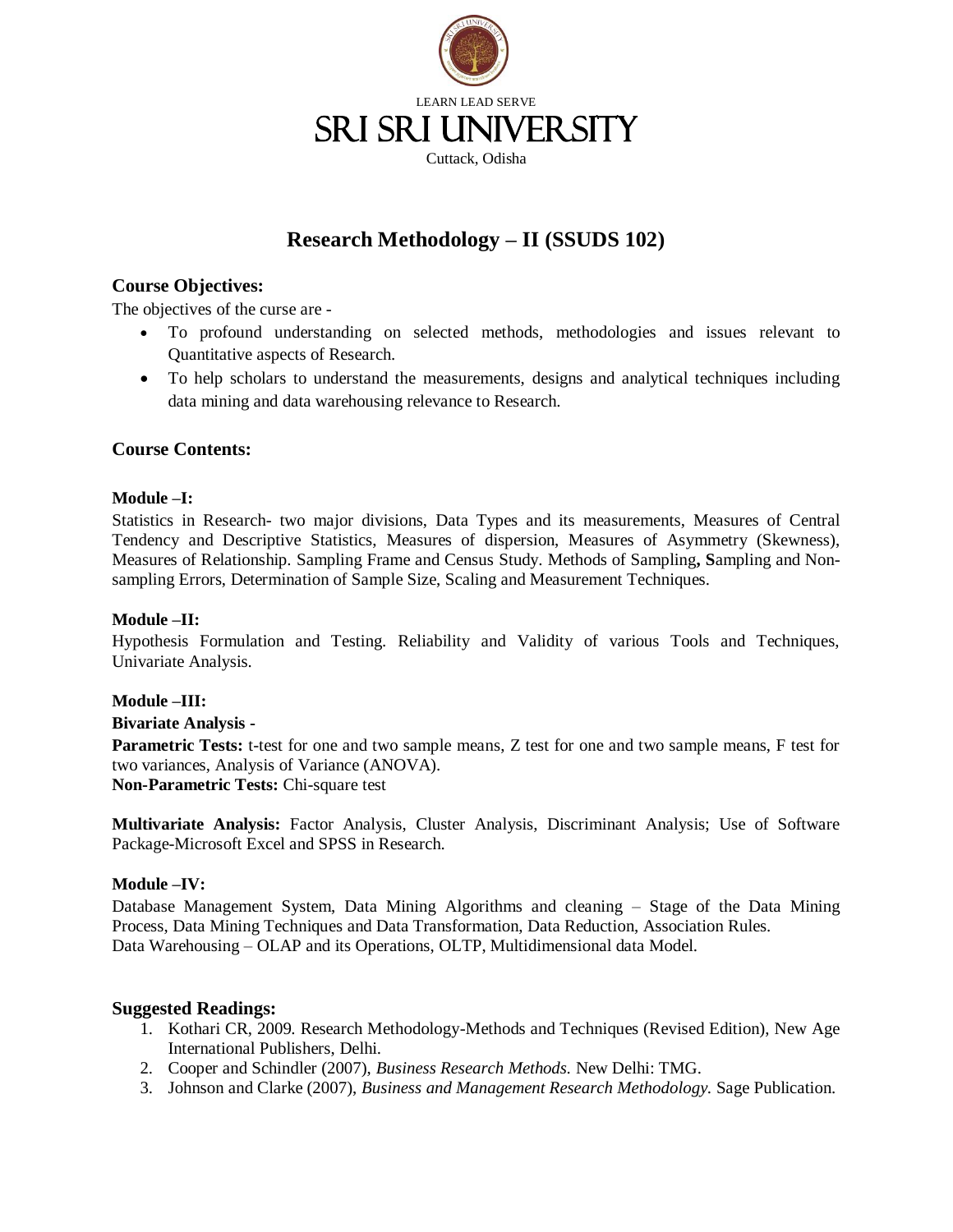LEARN LEAD SERVE

# SRI SRI UNIVERSITY

Cuttack, Odisha

## Research Methodology – II (SSUDS 102)

### Course Objectives:

The objectives of the curse are -

- To profound understanding on selected methods, methodologies and issues relevant to Quantitative aspects of Research.
- To help scholars to understand the measurements, designs and analytical techniques including data mining and data warehousing relevance to Research.

### Course Contents:

**Module –I:**

Statistics in Research- two major divisions, Data Types and its measurements, Measures of Central Tendency and Descriptive Statistics, Measures of dispersion, Measures of Asymmetry (Skewness), Measures of Relationship. Sampling Frame and Census Study. Methods of Sampling**, S**ampling and Non-sampling Errors, Determination of Sample Size, Scaling and Measurement Techniques.

**Module –II:**

Hypothesis Formulation and Testing. Reliability and Validity of various Tools and Techniques, Univariate Analysis.

**Module –III:**

**Bivariate Analysis -**

**Parametric Tests:** t-test for one and two sample means, Z test for one and two sample means, F test for two variances, Analysis of Variance (ANOVA).

**Non-Parametric Tests:** Chi-square test

**Multivariate Analysis:** Factor Analysis, Cluster Analysis, Discriminant Analysis; Use of Software Package-Microsoft Excel and SPSS in Research.

**Module –IV:**

Database Management System, Data Mining Algorithms and cleaning – Stage of the Data Mining Process, Data Mining Techniques and Data Transformation, Data Reduction, Association Rules.
Data Warehousing – OLAP and its Operations, OLTP, Multidimensional data Model.

### Suggested Readings:

1. Kothari CR, 2009. Research Methodology-Methods and Techniques (Revised Edition), New Age International Publishers, Delhi.
2. Cooper and Schindler (2007), *Business Research Methods.* New Delhi: TMG.
3. Johnson and Clarke (2007), *Business and Management Research Methodology.* Sage Publication.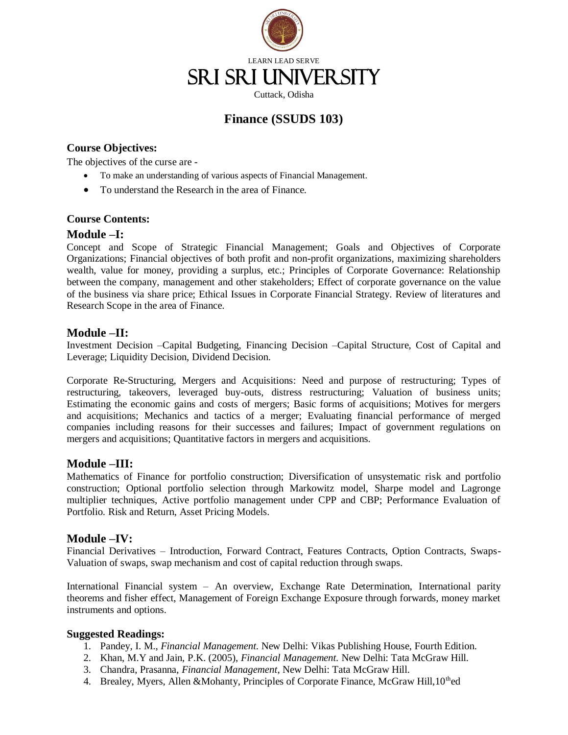LEARN LEAD SERVE

# SRI SRI UNIVERSITY

Cuttack, Odisha

## Finance (SSUDS 103)

### Course Objectives:

The objectives of the curse are -

- To make an understanding of various aspects of Financial Management.
- To understand the Research in the area of Finance.

### Course Contents:

### Module –I:

Concept and Scope of Strategic Financial Management; Goals and Objectives of Corporate Organizations; Financial objectives of both profit and non-profit organizations, maximizing shareholders wealth, value for money, providing a surplus, etc.; Principles of Corporate Governance: Relationship between the company, management and other stakeholders; Effect of corporate governance on the value of the business via share price; Ethical Issues in Corporate Financial Strategy. Review of literatures and Research Scope in the area of Finance.

### Module –II:

Investment Decision –Capital Budgeting, Financing Decision –Capital Structure, Cost of Capital and Leverage; Liquidity Decision, Dividend Decision.

Corporate Re-Structuring, Mergers and Acquisitions: Need and purpose of restructuring; Types of restructuring, takeovers, leveraged buy-outs, distress restructuring; Valuation of business units; Estimating the economic gains and costs of mergers; Basic forms of acquisitions; Motives for mergers and acquisitions; Mechanics and tactics of a merger; Evaluating financial performance of merged companies including reasons for their successes and failures; Impact of government regulations on mergers and acquisitions; Quantitative factors in mergers and acquisitions.

### Module –III:

Mathematics of Finance for portfolio construction; Diversification of unsystematic risk and portfolio construction; Optional portfolio selection through Markowitz model, Sharpe model and Lagronge multiplier techniques, Active portfolio management under CPP and CBP; Performance Evaluation of Portfolio. Risk and Return, Asset Pricing Models.

### Module –IV:

Financial Derivatives – Introduction, Forward Contract, Features Contracts, Option Contracts, Swaps-Valuation of swaps, swap mechanism and cost of capital reduction through swaps.

International Financial system – An overview, Exchange Rate Determination, International parity theorems and fisher effect, Management of Foreign Exchange Exposure through forwards, money market instruments and options.

### Suggested Readings:

1. Pandey, I. M., *Financial Management*. New Delhi: Vikas Publishing House, Fourth Edition.
2. Khan, M.Y and Jain, P.K. (2005), *Financial Management.* New Delhi: Tata McGraw Hill.
3. Chandra, Prasanna, *Financial Management*, New Delhi: Tata McGraw Hill.
4. Brealey, Myers, Allen &Mohanty, Principles of Corporate Finance, McGraw Hill,10th ed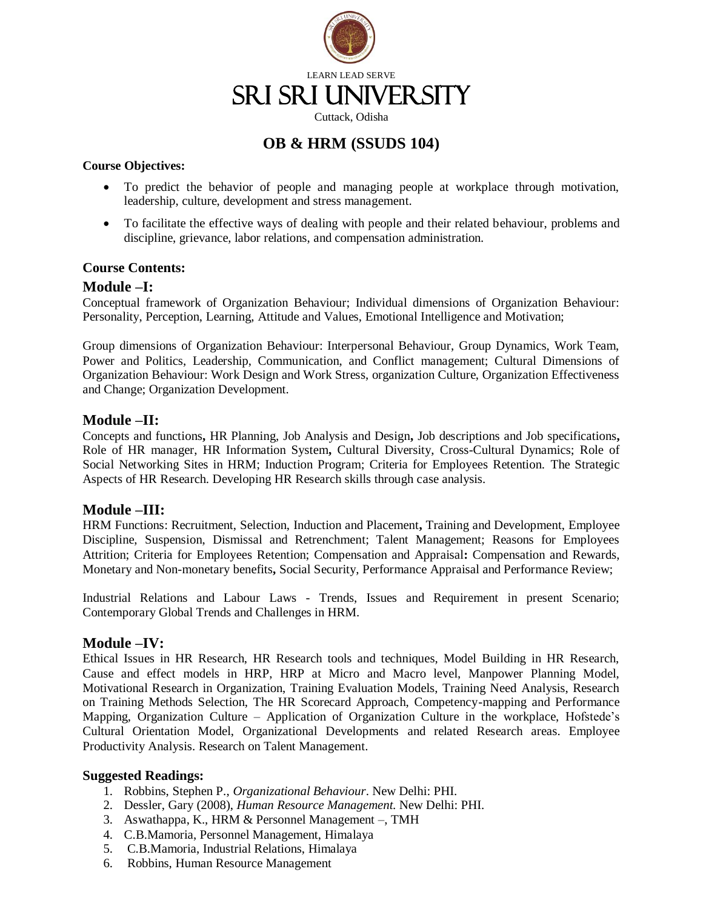LEARN LEAD SERVE

# SRI SRI UNIVERSITY

Cuttack, Odisha

## OB & HRM (SSUDS 104)

**Course Objectives:**

- To predict the behavior of people and managing people at workplace through motivation, leadership, culture, development and stress management.
- To facilitate the effective ways of dealing with people and their related behaviour, problems and discipline, grievance, labor relations, and compensation administration.

**Course Contents:**

### Module –I:

Conceptual framework of Organization Behaviour; Individual dimensions of Organization Behaviour: Personality, Perception, Learning, Attitude and Values, Emotional Intelligence and Motivation;

Group dimensions of Organization Behaviour: Interpersonal Behaviour, Group Dynamics, Work Team, Power and Politics, Leadership, Communication, and Conflict management; Cultural Dimensions of Organization Behaviour: Work Design and Work Stress, organization Culture, Organization Effectiveness and Change; Organization Development.

### Module –II:

Concepts and functions**,** HR Planning, Job Analysis and Design**,** Job descriptions and Job specifications**,** Role of HR manager, HR Information System**,** Cultural Diversity, Cross-Cultural Dynamics; Role of Social Networking Sites in HRM; Induction Program; Criteria for Employees Retention. The Strategic Aspects of HR Research. Developing HR Research skills through case analysis.

### Module –III:

HRM Functions: Recruitment, Selection, Induction and Placement**,** Training and Development, Employee Discipline, Suspension, Dismissal and Retrenchment; Talent Management; Reasons for Employees Attrition; Criteria for Employees Retention; Compensation and Appraisal**:** Compensation and Rewards, Monetary and Non-monetary benefits**,** Social Security, Performance Appraisal and Performance Review;

Industrial Relations and Labour Laws - Trends, Issues and Requirement in present Scenario; Contemporary Global Trends and Challenges in HRM.

### Module –IV:

Ethical Issues in HR Research, HR Research tools and techniques, Model Building in HR Research, Cause and effect models in HRP, HRP at Micro and Macro level, Manpower Planning Model, Motivational Research in Organization, Training Evaluation Models, Training Need Analysis, Research on Training Methods Selection, The HR Scorecard Approach, Competency-mapping and Performance Mapping, Organization Culture – Application of Organization Culture in the workplace, Hofstede's Cultural Orientation Model, Organizational Developments and related Research areas. Employee Productivity Analysis. Research on Talent Management.

**Suggested Readings:**

1. Robbins, Stephen P., *Organizational Behaviour*. New Delhi: PHI.
2. Dessler, Gary (2008), *Human Resource Management.* New Delhi: PHI.
3. Aswathappa, K., HRM & Personnel Management –, TMH
4. C.B.Mamoria, Personnel Management, Himalaya
5. C.B.Mamoria, Industrial Relations, Himalaya
6. Robbins, Human Resource Management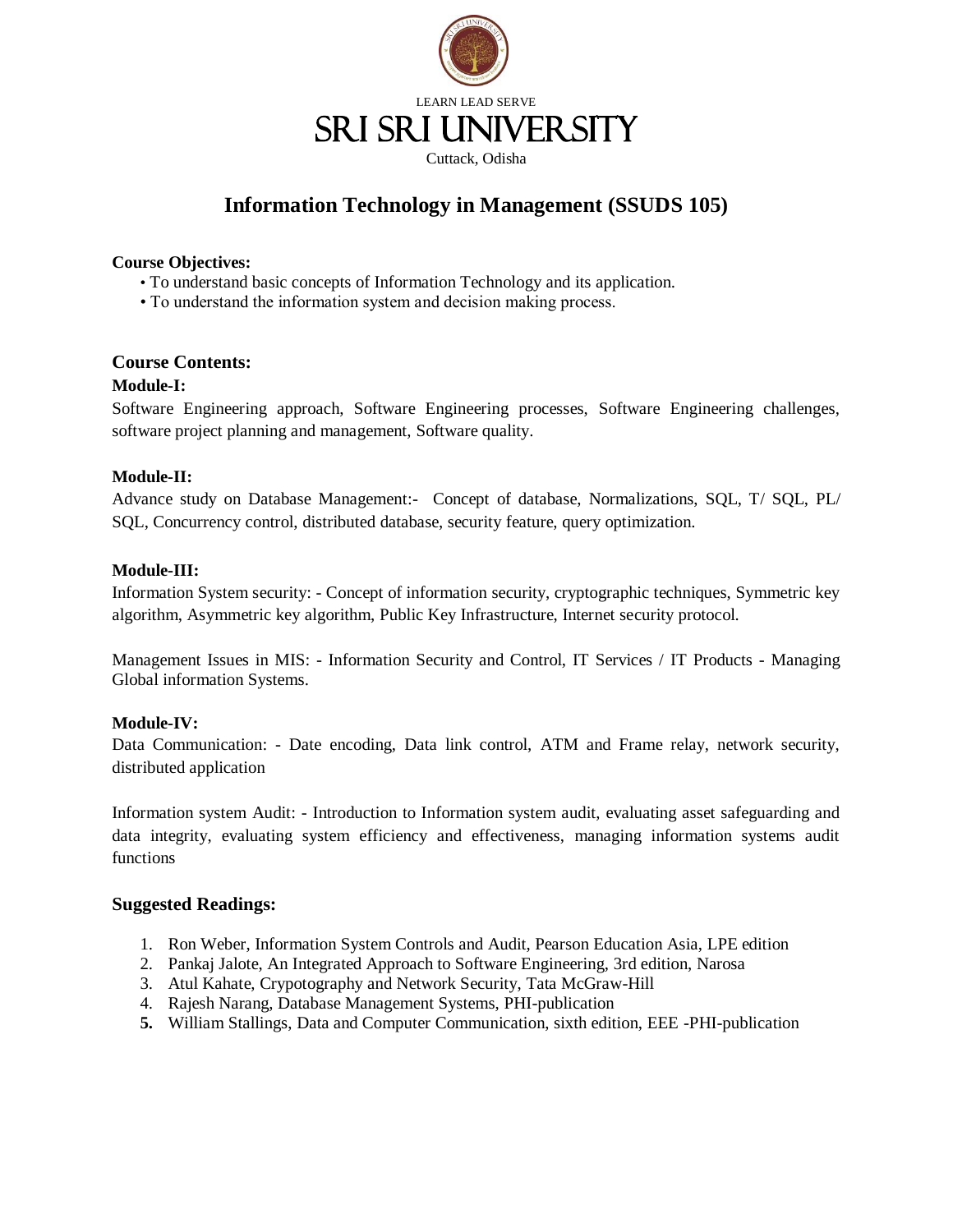LEARN LEAD SERVE

# SRI SRI UNIVERSITY

Cuttack, Odisha

## Information Technology in Management (SSUDS 105)

**Course Objectives:**

- To understand basic concepts of Information Technology and its application.
- To understand the information system and decision making process.

### Course Contents:

**Module-I:**

Software Engineering approach, Software Engineering processes, Software Engineering challenges, software project planning and management, Software quality.

**Module-II:**

Advance study on Database Management:- Concept of database, Normalizations, SQL, T/ SQL, PL/ SQL, Concurrency control, distributed database, security feature, query optimization.

**Module-III:**

Information System security: - Concept of information security, cryptographic techniques, Symmetric key algorithm, Asymmetric key algorithm, Public Key Infrastructure, Internet security protocol.

Management Issues in MIS: - Information Security and Control, IT Services / IT Products - Managing Global information Systems.

**Module-IV:**

Data Communication: - Date encoding, Data link control, ATM and Frame relay, network security, distributed application

Information system Audit: - Introduction to Information system audit, evaluating asset safeguarding and data integrity, evaluating system efficiency and effectiveness, managing information systems audit functions

### Suggested Readings:

1. Ron Weber, Information System Controls and Audit, Pearson Education Asia, LPE edition
2. Pankaj Jalote, An Integrated Approach to Software Engineering, 3rd edition, Narosa
3. Atul Kahate, Crypotography and Network Security, Tata McGraw-Hill
4. Rajesh Narang, Database Management Systems, PHI-publication
5. William Stallings, Data and Computer Communication, sixth edition, EEE -PHI-publication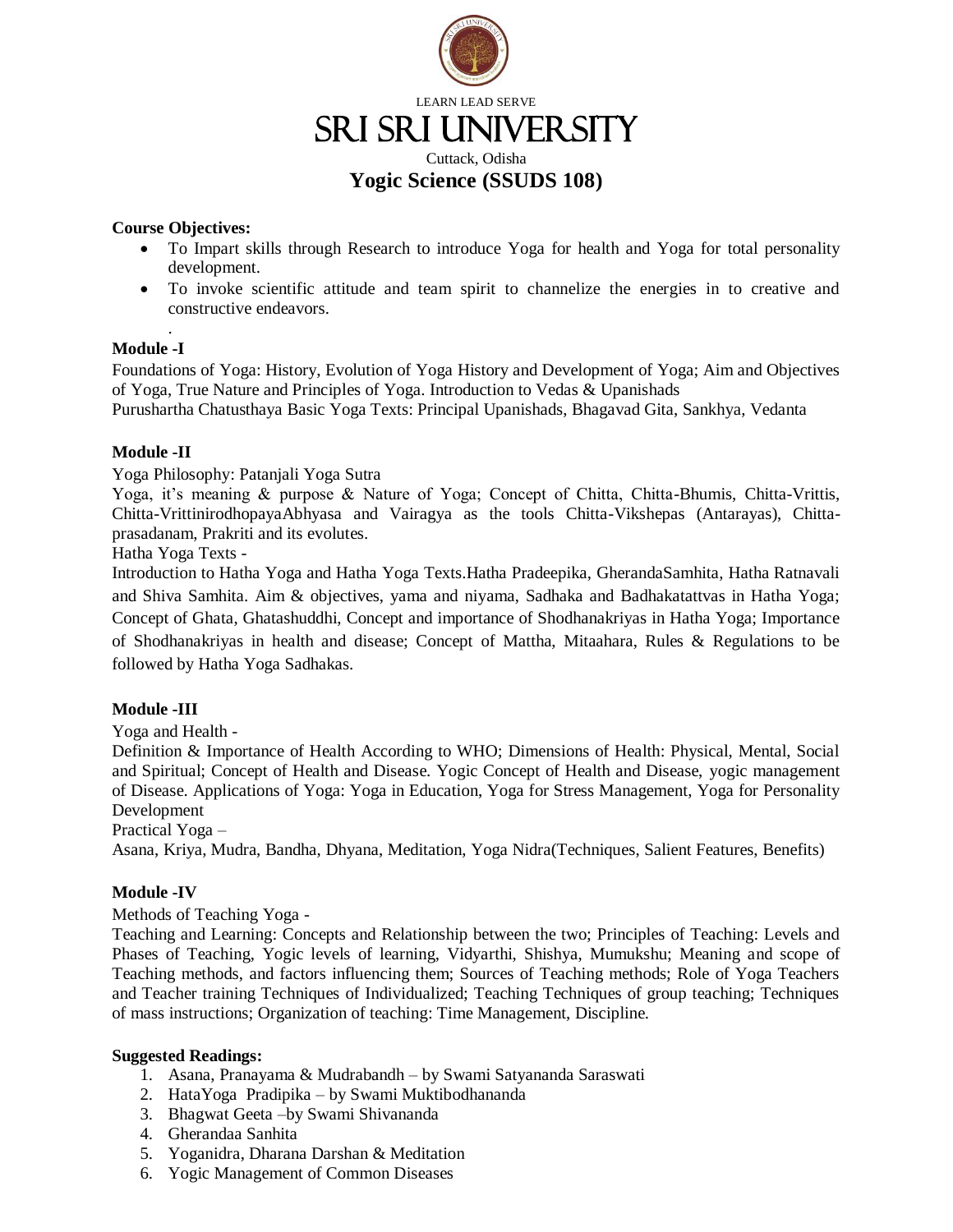LEARN LEAD SERVE

# SRI SRI UNIVERSITY

Cuttack, Odisha

## Yogic Science (SSUDS 108)

**Course Objectives:**

- To Impart skills through Research to introduce Yoga for health and Yoga for total personality development.
- To invoke scientific attitude and team spirit to channelize the energies in to creative and constructive endeavors.

.

**Module -I**

Foundations of Yoga: History, Evolution of Yoga History and Development of Yoga; Aim and Objectives of Yoga, True Nature and Principles of Yoga. Introduction to Vedas & Upanishads
Purushartha Chatusthaya Basic Yoga Texts: Principal Upanishads, Bhagavad Gita, Sankhya, Vedanta

**Module -II**

Yoga Philosophy: Patanjali Yoga Sutra

Yoga, it's meaning & purpose & Nature of Yoga; Concept of Chitta, Chitta-Bhumis, Chitta-Vrittis, Chitta-VrittinirodhopayaAbhyasa and Vairagya as the tools Chitta-Vikshepas (Antarayas), Chitta-prasadanam, Prakriti and its evolutes.

Hatha Yoga Texts -

Introduction to Hatha Yoga and Hatha Yoga Texts.Hatha Pradeepika, GherandaSamhita, Hatha Ratnavali and Shiva Samhita. Aim & objectives, yama and niyama, Sadhaka and Badhakatattvas in Hatha Yoga; Concept of Ghata, Ghatashuddhi, Concept and importance of Shodhanakriyas in Hatha Yoga; Importance of Shodhanakriyas in health and disease; Concept of Mattha, Mitaahara, Rules & Regulations to be followed by Hatha Yoga Sadhakas.

**Module -III**

Yoga and Health -

Definition & Importance of Health According to WHO; Dimensions of Health: Physical, Mental, Social and Spiritual; Concept of Health and Disease. Yogic Concept of Health and Disease, yogic management of Disease. Applications of Yoga: Yoga in Education, Yoga for Stress Management, Yoga for Personality Development

Practical Yoga –

Asana, Kriya, Mudra, Bandha, Dhyana, Meditation, Yoga Nidra(Techniques, Salient Features, Benefits)

**Module -IV**

Methods of Teaching Yoga -

Teaching and Learning: Concepts and Relationship between the two; Principles of Teaching: Levels and Phases of Teaching, Yogic levels of learning, Vidyarthi, Shishya, Mumukshu; Meaning and scope of Teaching methods, and factors influencing them; Sources of Teaching methods; Role of Yoga Teachers and Teacher training Techniques of Individualized; Teaching Techniques of group teaching; Techniques of mass instructions; Organization of teaching: Time Management, Discipline.

**Suggested Readings:**

1. Asana, Pranayama & Mudrabandh – by Swami Satyananda Saraswati
2. HataYoga Pradipika – by Swami Muktibodhananda
3. Bhagwat Geeta –by Swami Shivananda
4. Gherandaa Sanhita
5. Yoganidra, Dharana Darshan & Meditation
6. Yogic Management of Common Diseases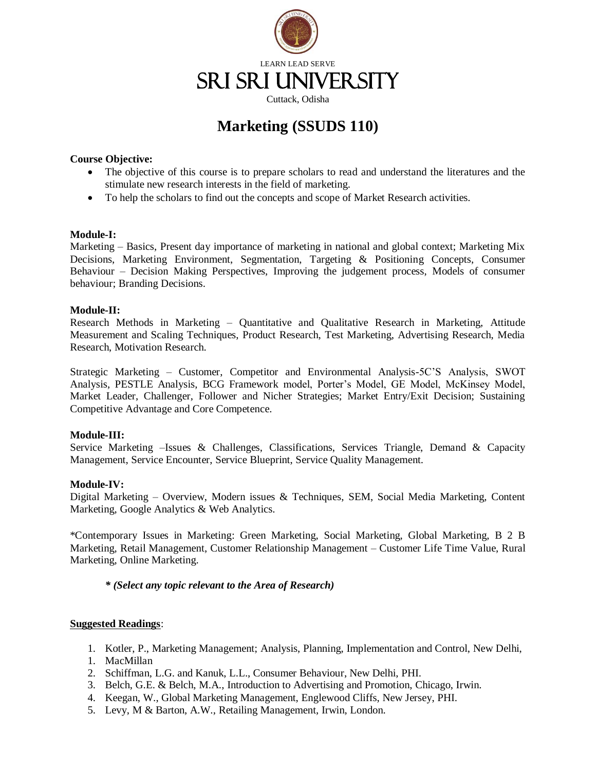LEARN LEAD SERVE

# SRI SRI UNIVERSITY

Cuttack, Odisha

## Marketing (SSUDS 110)

**Course Objective:**

- The objective of this course is to prepare scholars to read and understand the literatures and the stimulate new research interests in the field of marketing.
- To help the scholars to find out the concepts and scope of Market Research activities.

**Module-I:**

Marketing – Basics, Present day importance of marketing in national and global context; Marketing Mix Decisions, Marketing Environment, Segmentation, Targeting & Positioning Concepts, Consumer Behaviour – Decision Making Perspectives, Improving the judgement process, Models of consumer behaviour; Branding Decisions.

**Module-II:**

Research Methods in Marketing – Quantitative and Qualitative Research in Marketing, Attitude Measurement and Scaling Techniques, Product Research, Test Marketing, Advertising Research, Media Research, Motivation Research.

Strategic Marketing – Customer, Competitor and Environmental Analysis-5C'S Analysis, SWOT Analysis, PESTLE Analysis, BCG Framework model, Porter's Model, GE Model, McKinsey Model, Market Leader, Challenger, Follower and Nicher Strategies; Market Entry/Exit Decision; Sustaining Competitive Advantage and Core Competence.

**Module-III:**

Service Marketing –Issues & Challenges, Classifications, Services Triangle, Demand & Capacity Management, Service Encounter, Service Blueprint, Service Quality Management.

**Module-IV:**

Digital Marketing – Overview, Modern issues & Techniques, SEM, Social Media Marketing, Content Marketing, Google Analytics & Web Analytics.

*Contemporary Issues in Marketing: Green Marketing, Social Marketing, Global Marketing, B 2 B Marketing, Retail Management, Customer Relationship Management – Customer Life Time Value, Rural Marketing, Online Marketing.

***\* (Select any topic relevant to the Area of Research)***

**Suggested Readings**:

1. Kotler, P., Marketing Management; Analysis, Planning, Implementation and Control, New Delhi,
1. MacMillan
2. Schiffman, L.G. and Kanuk, L.L., Consumer Behaviour, New Delhi, PHI.
3. Belch, G.E. & Belch, M.A., Introduction to Advertising and Promotion, Chicago, Irwin.
4. Keegan, W., Global Marketing Management, Englewood Cliffs, New Jersey, PHI.
5. Levy, M & Barton, A.W., Retailing Management, Irwin, London.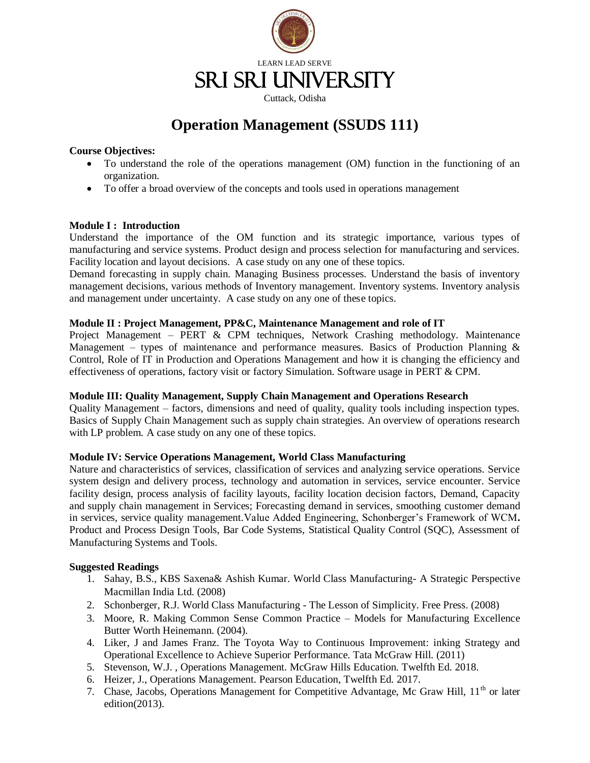LEARN LEAD SERVE

# SRI SRI UNIVERSITY

Cuttack, Odisha

## Operation Management (SSUDS 111)

**Course Objectives:**

- To understand the role of the operations management (OM) function in the functioning of an organization.
- To offer a broad overview of the concepts and tools used in operations management

**Module I : Introduction**

Understand the importance of the OM function and its strategic importance, various types of manufacturing and service systems. Product design and process selection for manufacturing and services. Facility location and layout decisions. A case study on any one of these topics.

Demand forecasting in supply chain. Managing Business processes. Understand the basis of inventory management decisions, various methods of Inventory management. Inventory systems. Inventory analysis and management under uncertainty. A case study on any one of these topics.

**Module II : Project Management, PP&C, Maintenance Management and role of IT**

Project Management – PERT & CPM techniques, Network Crashing methodology. Maintenance Management – types of maintenance and performance measures. Basics of Production Planning & Control, Role of IT in Production and Operations Management and how it is changing the efficiency and effectiveness of operations, factory visit or factory Simulation. Software usage in PERT & CPM.

**Module III: Quality Management, Supply Chain Management and Operations Research**

Quality Management – factors, dimensions and need of quality, quality tools including inspection types. Basics of Supply Chain Management such as supply chain strategies. An overview of operations research with LP problem. A case study on any one of these topics.

**Module IV: Service Operations Management, World Class Manufacturing**

Nature and characteristics of services, classification of services and analyzing service operations. Service system design and delivery process, technology and automation in services, service encounter. Service facility design, process analysis of facility layouts, facility location decision factors, Demand, Capacity and supply chain management in Services; Forecasting demand in services, smoothing customer demand in services, service quality management.Value Added Engineering, Schonberger's Framework of WCM**.** Product and Process Design Tools, Bar Code Systems, Statistical Quality Control (SQC), Assessment of Manufacturing Systems and Tools.

**Suggested Readings**

1. Sahay, B.S., KBS Saxena& Ashish Kumar. World Class Manufacturing- A Strategic Perspective Macmillan India Ltd. (2008)
2. Schonberger, R.J. World Class Manufacturing - The Lesson of Simplicity. Free Press. (2008)
3. Moore, R. Making Common Sense Common Practice – Models for Manufacturing Excellence Butter Worth Heinemann. (2004).
4. Liker, J and James Franz. The Toyota Way to Continuous Improvement: inking Strategy and Operational Excellence to Achieve Superior Performance. Tata McGraw Hill. (2011)
5. Stevenson, W.J. , Operations Management. McGraw Hills Education. Twelfth Ed. 2018.
6. Heizer, J., Operations Management. Pearson Education, Twelfth Ed. 2017.
7. Chase, Jacobs, Operations Management for Competitive Advantage, Mc Graw Hill, 11th or later edition(2013).